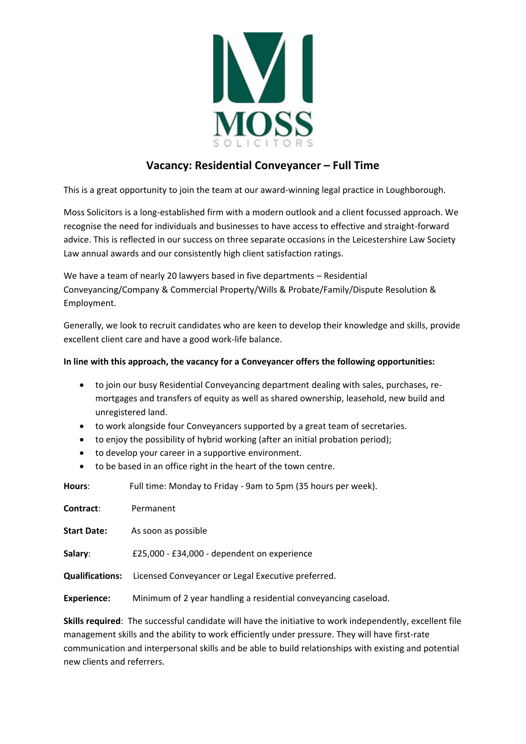MOSS
SOLICITORS

## Vacancy: Residential Conveyancer – Full Time

This is a great opportunity to join the team at our award-winning legal practice in Loughborough.

Moss Solicitors is a long-established firm with a modern outlook and a client focussed approach. We recognise the need for individuals and businesses to have access to effective and straight-forward advice. This is reflected in our success on three separate occasions in the Leicestershire Law Society Law annual awards and our consistently high client satisfaction ratings.

We have a team of nearly 20 lawyers based in five departments – Residential Conveyancing/Company & Commercial Property/Wills & Probate/Family/Dispute Resolution & Employment.

Generally, we look to recruit candidates who are keen to develop their knowledge and skills, provide excellent client care and have a good work-life balance.

**In line with this approach, the vacancy for a Conveyancer offers the following opportunities:**

- to join our busy Residential Conveyancing department dealing with sales, purchases, re-mortgages and transfers of equity as well as shared ownership, leasehold, new build and unregistered land.
- to work alongside four Conveyancers supported by a great team of secretaries.
- to enjoy the possibility of hybrid working (after an initial probation period);
- to develop your career in a supportive environment.
- to be based in an office right in the heart of the town centre.

**Hours**: Full time: Monday to Friday - 9am to 5pm (35 hours per week).

**Contract**: Permanent

**Start Date:** As soon as possible

**Salary**: £25,000 - £34,000 - dependent on experience

**Qualifications:** Licensed Conveyancer or Legal Executive preferred.

**Experience:** Minimum of 2 year handling a residential conveyancing caseload.

**Skills required**: The successful candidate will have the initiative to work independently, excellent file management skills and the ability to work efficiently under pressure. They will have first-rate communication and interpersonal skills and be able to build relationships with existing and potential new clients and referrers.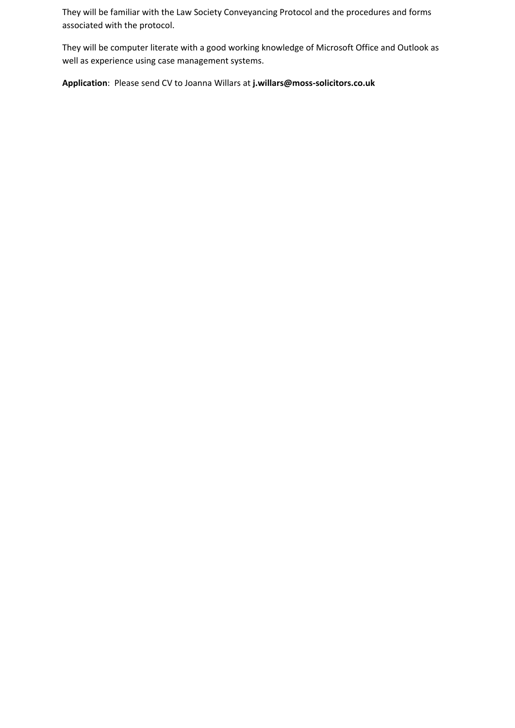They will be familiar with the Law Society Conveyancing Protocol and the procedures and forms associated with the protocol.

They will be computer literate with a good working knowledge of Microsoft Office and Outlook as well as experience using case management systems.

**Application**: Please send CV to Joanna Willars at **j.willars@moss-solicitors.co.uk**